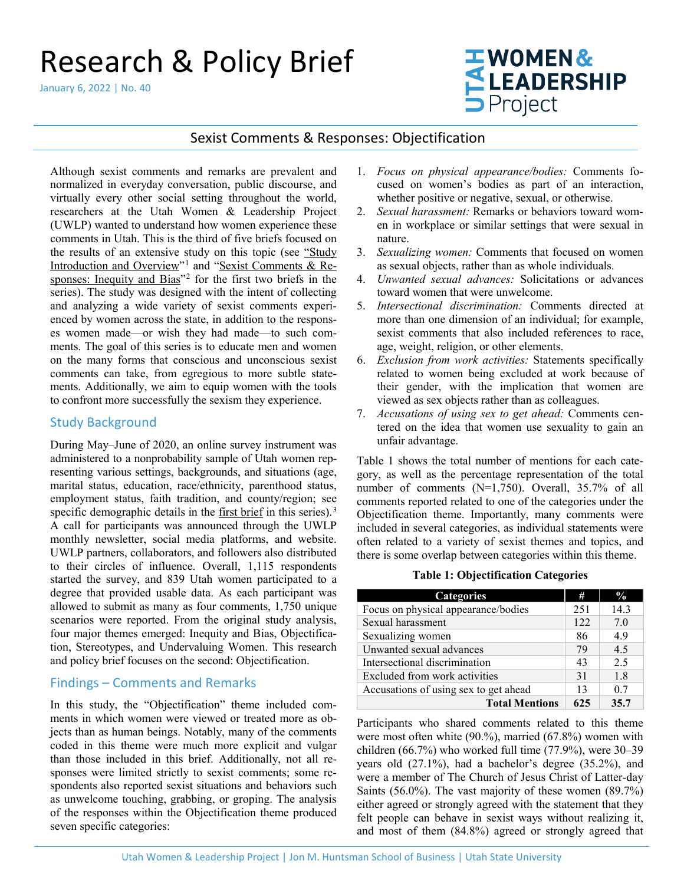# Research & Policy Brief

January 6, 2022 | No. 40

UTAH WOMEN & LEADERSHIP Project

## Sexist Comments & Responses: Objectification

Although sexist comments and remarks are prevalent and normalized in everyday conversation, public discourse, and virtually every other social setting throughout the world, researchers at the Utah Women & Leadership Project (UWLP) wanted to understand how women experience these comments in Utah. This is the third of five briefs focused on the results of an extensive study on this topic (see "Study Introduction and Overview"[1] and "Sexist Comments & Responses: Inequity and Bias"[2] for the first two briefs in the series). The study was designed with the intent of collecting and analyzing a wide variety of sexist comments experienced by women across the state, in addition to the responses women made—or wish they had made—to such comments. The goal of this series is to educate men and women on the many forms that conscious and unconscious sexist comments can take, from egregious to more subtle statements. Additionally, we aim to equip women with the tools to confront more successfully the sexism they experience.

### Study Background

During May–June of 2020, an online survey instrument was administered to a nonprobability sample of Utah women representing various settings, backgrounds, and situations (age, marital status, education, race/ethnicity, parenthood status, employment status, faith tradition, and county/region; see specific demographic details in the first brief in this series).[3] A call for participants was announced through the UWLP monthly newsletter, social media platforms, and website. UWLP partners, collaborators, and followers also distributed to their circles of influence. Overall, 1,115 respondents started the survey, and 839 Utah women participated to a degree that provided usable data. As each participant was allowed to submit as many as four comments, 1,750 unique scenarios were reported. From the original study analysis, four major themes emerged: Inequity and Bias, Objectification, Stereotypes, and Undervaluing Women. This research and policy brief focuses on the second: Objectification.

### Findings – Comments and Remarks

In this study, the "Objectification" theme included comments in which women were viewed or treated more as objects than as human beings. Notably, many of the comments coded in this theme were much more explicit and vulgar than those included in this brief. Additionally, not all responses were limited strictly to sexist comments; some respondents also reported sexist situations and behaviors such as unwelcome touching, grabbing, or groping. The analysis of the responses within the Objectification theme produced seven specific categories:

1. *Focus on physical appearance/bodies:* Comments focused on women's bodies as part of an interaction, whether positive or negative, sexual, or otherwise.
2. *Sexual harassment:* Remarks or behaviors toward women in workplace or similar settings that were sexual in nature.
3. *Sexualizing women:* Comments that focused on women as sexual objects, rather than as whole individuals.
4. *Unwanted sexual advances:* Solicitations or advances toward women that were unwelcome.
5. *Intersectional discrimination:* Comments directed at more than one dimension of an individual; for example, sexist comments that also included references to race, age, weight, religion, or other elements.
6. *Exclusion from work activities:* Statements specifically related to women being excluded at work because of their gender, with the implication that women are viewed as sex objects rather than as colleagues.
7. *Accusations of using sex to get ahead:* Comments centered on the idea that women use sexuality to gain an unfair advantage.

Table 1 shows the total number of mentions for each category, as well as the percentage representation of the total number of comments (N=1,750). Overall, 35.7% of all comments reported related to one of the categories under the Objectification theme. Importantly, many comments were included in several categories, as individual statements were often related to a variety of sexist themes and topics, and there is some overlap between categories within this theme.

**Table 1: Objectification Categories**

| Categories | # | % |
|---|---|---|
| Focus on physical appearance/bodies | 251 | 14.3 |
| Sexual harassment | 122 | 7.0 |
| Sexualizing women | 86 | 4.9 |
| Unwanted sexual advances | 79 | 4.5 |
| Intersectional discrimination | 43 | 2.5 |
| Excluded from work activities | 31 | 1.8 |
| Accusations of using sex to get ahead | 13 | 0.7 |
| **Total Mentions** | **625** | **35.7** |

Participants who shared comments related to this theme were most often white (90.%), married (67.8%) women with children (66.7%) who worked full time (77.9%), were 30–39 years old (27.1%), had a bachelor's degree (35.2%), and were a member of The Church of Jesus Christ of Latter-day Saints (56.0%). The vast majority of these women (89.7%) either agreed or strongly agreed with the statement that they felt people can behave in sexist ways without realizing it, and most of them (84.8%) agreed or strongly agreed that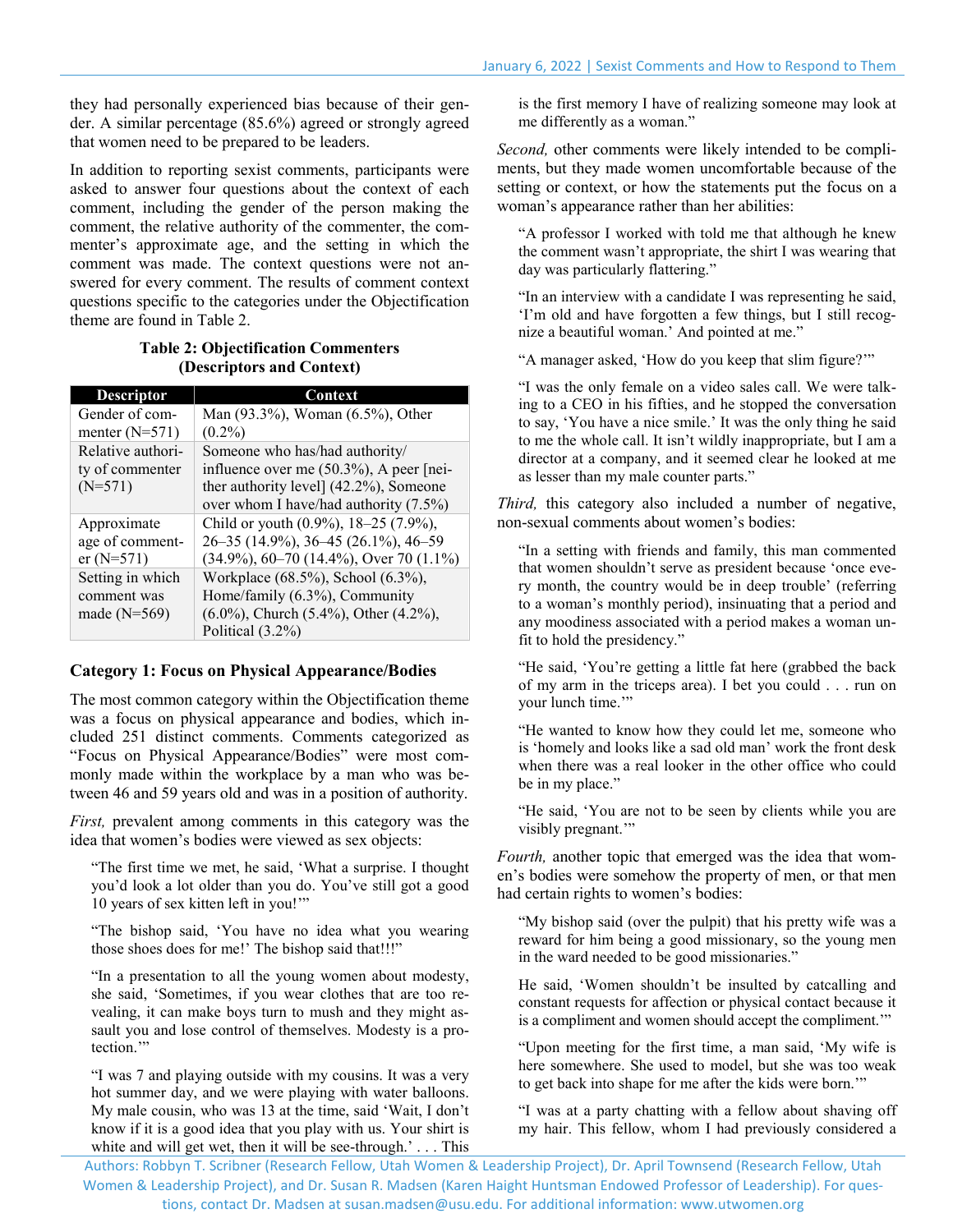they had personally experienced bias because of their gender. A similar percentage (85.6%) agreed or strongly agreed that women need to be prepared to be leaders.

In addition to reporting sexist comments, participants were asked to answer four questions about the context of each comment, including the gender of the person making the comment, the relative authority of the commenter, the commenter's approximate age, and the setting in which the comment was made. The context questions were not answered for every comment. The results of comment context questions specific to the categories under the Objectification theme are found in Table 2.

**Table 2: Objectification Commenters (Descriptors and Context)**

| Descriptor | Context |
|---|---|
| Gender of commenter (N=571) | Man (93.3%), Woman (6.5%), Other (0.2%) |
| Relative authority of commenter (N=571) | Someone who has/had authority/ influence over me (50.3%), A peer [neither authority level] (42.2%), Someone over whom I have/had authority (7.5%) |
| Approximate age of commenter (N=571) | Child or youth (0.9%), 18–25 (7.9%), 26–35 (14.9%), 36–45 (26.1%), 46–59 (34.9%), 60–70 (14.4%), Over 70 (1.1%) |
| Setting in which comment was made (N=569) | Workplace (68.5%), School (6.3%), Home/family (6.3%), Community (6.0%), Church (5.4%), Other (4.2%), Political (3.2%) |

### Category 1: Focus on Physical Appearance/Bodies

The most common category within the Objectification theme was a focus on physical appearance and bodies, which included 251 distinct comments. Comments categorized as "Focus on Physical Appearance/Bodies" were most commonly made within the workplace by a man who was between 46 and 59 years old and was in a position of authority.

*First,* prevalent among comments in this category was the idea that women's bodies were viewed as sex objects:

> "The first time we met, he said, 'What a surprise. I thought you'd look a lot older than you do. You've still got a good 10 years of sex kitten left in you!'"

> "The bishop said, 'You have no idea what you wearing those shoes does for me!' The bishop said that!!!"

> "In a presentation to all the young women about modesty, she said, 'Sometimes, if you wear clothes that are too revealing, it can make boys turn to mush and they might assault you and lose control of themselves. Modesty is a protection.'"

> "I was 7 and playing outside with my cousins. It was a very hot summer day, and we were playing with water balloons. My male cousin, who was 13 at the time, said 'Wait, I don't know if it is a good idea that you play with us. Your shirt is white and will get wet, then it will be see-through.' . . . This is the first memory I have of realizing someone may look at me differently as a woman."

*Second,* other comments were likely intended to be compliments, but they made women uncomfortable because of the setting or context, or how the statements put the focus on a woman's appearance rather than her abilities:

> "A professor I worked with told me that although he knew the comment wasn't appropriate, the shirt I was wearing that day was particularly flattering."

> "In an interview with a candidate I was representing he said, 'I'm old and have forgotten a few things, but I still recognize a beautiful woman.' And pointed at me."

> "A manager asked, 'How do you keep that slim figure?'"

> "I was the only female on a video sales call. We were talking to a CEO in his fifties, and he stopped the conversation to say, 'You have a nice smile.' It was the only thing he said to me the whole call. It isn't wildly inappropriate, but I am a director at a company, and it seemed clear he looked at me as lesser than my male counter parts."

*Third,* this category also included a number of negative, non-sexual comments about women's bodies:

> "In a setting with friends and family, this man commented that women shouldn't serve as president because 'once every month, the country would be in deep trouble' (referring to a woman's monthly period), insinuating that a period and any moodiness associated with a period makes a woman unfit to hold the presidency."

> "He said, 'You're getting a little fat here (grabbed the back of my arm in the triceps area). I bet you could . . . run on your lunch time.'"

> "He wanted to know how they could let me, someone who is 'homely and looks like a sad old man' work the front desk when there was a real looker in the other office who could be in my place."

> "He said, 'You are not to be seen by clients while you are visibly pregnant.'"

*Fourth,* another topic that emerged was the idea that women's bodies were somehow the property of men, or that men had certain rights to women's bodies:

> "My bishop said (over the pulpit) that his pretty wife was a reward for him being a good missionary, so the young men in the ward needed to be good missionaries."

> He said, 'Women shouldn't be insulted by catcalling and constant requests for affection or physical contact because it is a compliment and women should accept the compliment.'"

> "Upon meeting for the first time, a man said, 'My wife is here somewhere. She used to model, but she was too weak to get back into shape for me after the kids were born.'"

> "I was at a party chatting with a fellow about shaving off my hair. This fellow, whom I had previously considered a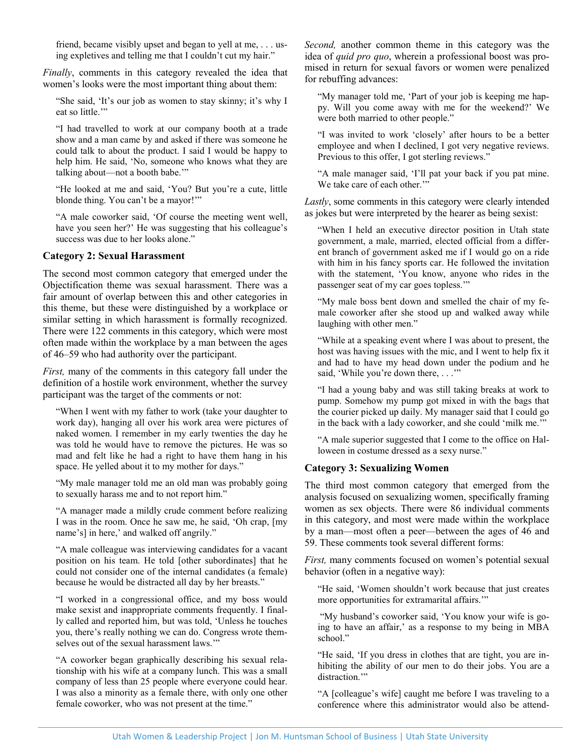friend, became visibly upset and began to yell at me, . . . using expletives and telling me that I couldn't cut my hair."

*Finally*, comments in this category revealed the idea that women's looks were the most important thing about them:

> "She said, 'It's our job as women to stay skinny; it's why I eat so little.'"

> "I had travelled to work at our company booth at a trade show and a man came by and asked if there was someone he could talk to about the product. I said I would be happy to help him. He said, 'No, someone who knows what they are talking about—not a booth babe.'"

> "He looked at me and said, 'You? But you're a cute, little blonde thing. You can't be a mayor!'"

> "A male coworker said, 'Of course the meeting went well, have you seen her?' He was suggesting that his colleague's success was due to her looks alone."

### Category 2: Sexual Harassment

The second most common category that emerged under the Objectification theme was sexual harassment. There was a fair amount of overlap between this and other categories in this theme, but these were distinguished by a workplace or similar setting in which harassment is formally recognized. There were 122 comments in this category, which were most often made within the workplace by a man between the ages of 46–59 who had authority over the participant.

*First,* many of the comments in this category fall under the definition of a hostile work environment, whether the survey participant was the target of the comments or not:

> "When I went with my father to work (take your daughter to work day), hanging all over his work area were pictures of naked women. I remember in my early twenties the day he was told he would have to remove the pictures. He was so mad and felt like he had a right to have them hang in his space. He yelled about it to my mother for days."

> "My male manager told me an old man was probably going to sexually harass me and to not report him."

> "A manager made a mildly crude comment before realizing I was in the room. Once he saw me, he said, 'Oh crap, [my name's] in here,' and walked off angrily."

> "A male colleague was interviewing candidates for a vacant position on his team. He told [other subordinates] that he could not consider one of the internal candidates (a female) because he would be distracted all day by her breasts."

> "I worked in a congressional office, and my boss would make sexist and inappropriate comments frequently. I finally called and reported him, but was told, 'Unless he touches you, there's really nothing we can do. Congress wrote themselves out of the sexual harassment laws.'"

> "A coworker began graphically describing his sexual relationship with his wife at a company lunch. This was a small company of less than 25 people where everyone could hear. I was also a minority as a female there, with only one other female coworker, who was not present at the time."

*Second,* another common theme in this category was the idea of *quid pro quo*, wherein a professional boost was promised in return for sexual favors or women were penalized for rebuffing advances:

> "My manager told me, 'Part of your job is keeping me happy. Will you come away with me for the weekend?' We were both married to other people."

> "I was invited to work 'closely' after hours to be a better employee and when I declined, I got very negative reviews. Previous to this offer, I got sterling reviews."

> "A male manager said, 'I'll pat your back if you pat mine. We take care of each other.'"

*Lastly*, some comments in this category were clearly intended as jokes but were interpreted by the hearer as being sexist:

> "When I held an executive director position in Utah state government, a male, married, elected official from a different branch of government asked me if I would go on a ride with him in his fancy sports car. He followed the invitation with the statement, 'You know, anyone who rides in the passenger seat of my car goes topless.'"

> "My male boss bent down and smelled the chair of my female coworker after she stood up and walked away while laughing with other men."

> "While at a speaking event where I was about to present, the host was having issues with the mic, and I went to help fix it and had to have my head down under the podium and he said, 'While you're down there, . . .'"

> "I had a young baby and was still taking breaks at work to pump. Somehow my pump got mixed in with the bags that the courier picked up daily. My manager said that I could go in the back with a lady coworker, and she could 'milk me.'"

> "A male superior suggested that I come to the office on Halloween in costume dressed as a sexy nurse."

### Category 3: Sexualizing Women

The third most common category that emerged from the analysis focused on sexualizing women, specifically framing women as sex objects. There were 86 individual comments in this category, and most were made within the workplace by a man—most often a peer—between the ages of 46 and 59. These comments took several different forms:

*First,* many comments focused on women's potential sexual behavior (often in a negative way):

> "He said, 'Women shouldn't work because that just creates more opportunities for extramarital affairs.'"

> "My husband's coworker said, 'You know your wife is going to have an affair,' as a response to my being in MBA school."

> "He said, 'If you dress in clothes that are tight, you are inhibiting the ability of our men to do their jobs. You are a distraction.'"

> "A [colleague's wife] caught me before I was traveling to a conference where this administrator would also be attend-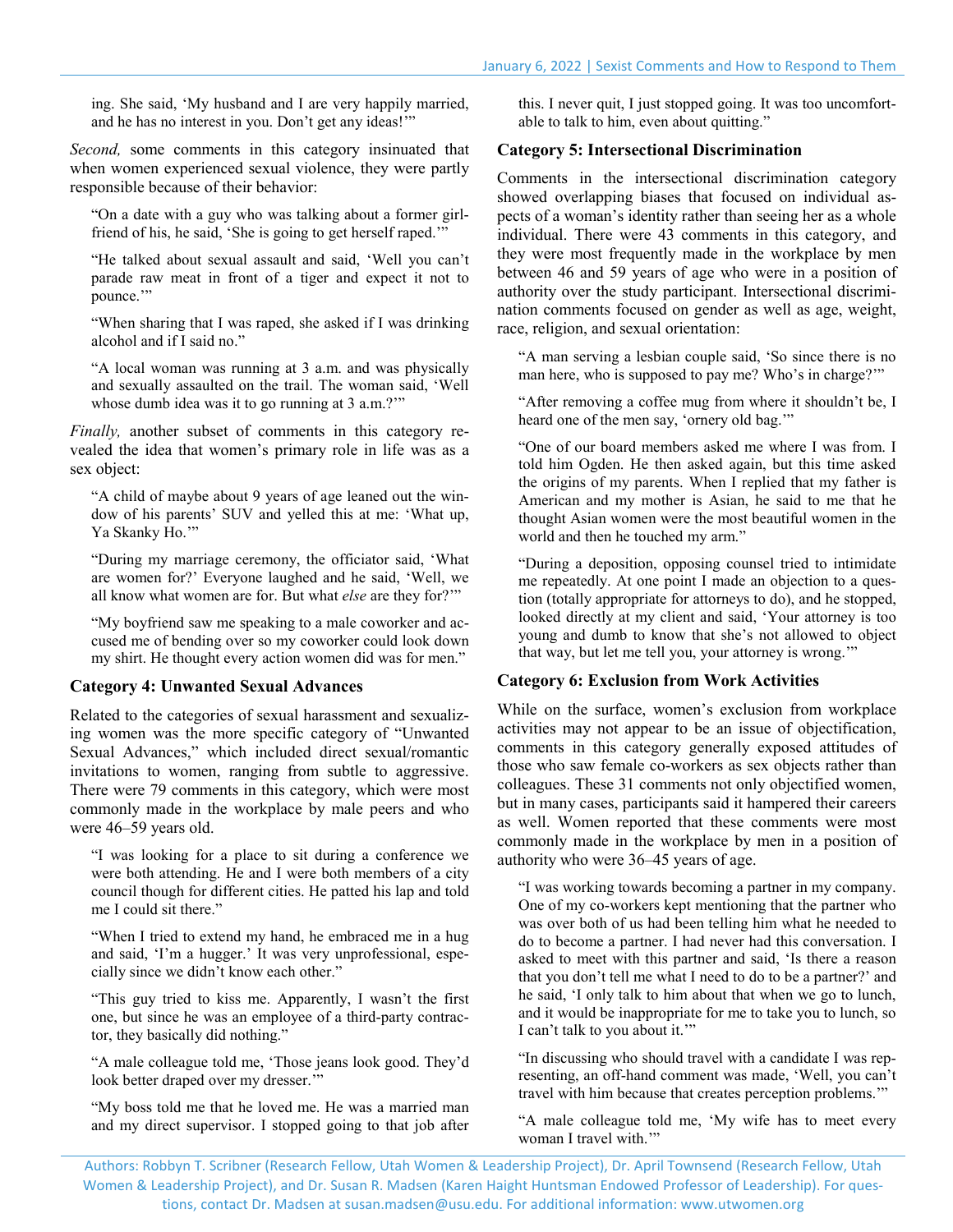ing. She said, 'My husband and I are very happily married, and he has no interest in you. Don't get any ideas!'"

*Second,* some comments in this category insinuated that when women experienced sexual violence, they were partly responsible because of their behavior:

> "On a date with a guy who was talking about a former girlfriend of his, he said, 'She is going to get herself raped.'"

> "He talked about sexual assault and said, 'Well you can't parade raw meat in front of a tiger and expect it not to pounce.'"

> "When sharing that I was raped, she asked if I was drinking alcohol and if I said no."

> "A local woman was running at 3 a.m. and was physically and sexually assaulted on the trail. The woman said, 'Well whose dumb idea was it to go running at 3 a.m.?'"

*Finally,* another subset of comments in this category revealed the idea that women's primary role in life was as a sex object:

> "A child of maybe about 9 years of age leaned out the window of his parents' SUV and yelled this at me: 'What up, Ya Skanky Ho.'"

> "During my marriage ceremony, the officiator said, 'What are women for?' Everyone laughed and he said, 'Well, we all know what women are for. But what *else* are they for?'"

> "My boyfriend saw me speaking to a male coworker and accused me of bending over so my coworker could look down my shirt. He thought every action women did was for men."

### Category 4: Unwanted Sexual Advances

Related to the categories of sexual harassment and sexualizing women was the more specific category of "Unwanted Sexual Advances," which included direct sexual/romantic invitations to women, ranging from subtle to aggressive. There were 79 comments in this category, which were most commonly made in the workplace by male peers and who were 46–59 years old.

> "I was looking for a place to sit during a conference we were both attending. He and I were both members of a city council though for different cities. He patted his lap and told me I could sit there."

> "When I tried to extend my hand, he embraced me in a hug and said, 'I'm a hugger.' It was very unprofessional, especially since we didn't know each other."

> "This guy tried to kiss me. Apparently, I wasn't the first one, but since he was an employee of a third-party contractor, they basically did nothing."

> "A male colleague told me, 'Those jeans look good. They'd look better draped over my dresser.'"

> "My boss told me that he loved me. He was a married man and my direct supervisor. I stopped going to that job after this. I never quit, I just stopped going. It was too uncomfortable to talk to him, even about quitting."

### Category 5: Intersectional Discrimination

Comments in the intersectional discrimination category showed overlapping biases that focused on individual aspects of a woman's identity rather than seeing her as a whole individual. There were 43 comments in this category, and they were most frequently made in the workplace by men between 46 and 59 years of age who were in a position of authority over the study participant. Intersectional discrimination comments focused on gender as well as age, weight, race, religion, and sexual orientation:

> "A man serving a lesbian couple said, 'So since there is no man here, who is supposed to pay me? Who's in charge?'"

> "After removing a coffee mug from where it shouldn't be, I heard one of the men say, 'ornery old bag.'"

> "One of our board members asked me where I was from. I told him Ogden. He then asked again, but this time asked the origins of my parents. When I replied that my father is American and my mother is Asian, he said to me that he thought Asian women were the most beautiful women in the world and then he touched my arm."

> "During a deposition, opposing counsel tried to intimidate me repeatedly. At one point I made an objection to a question (totally appropriate for attorneys to do), and he stopped, looked directly at my client and said, 'Your attorney is too young and dumb to know that she's not allowed to object that way, but let me tell you, your attorney is wrong.'"

### Category 6: Exclusion from Work Activities

While on the surface, women's exclusion from workplace activities may not appear to be an issue of objectification, comments in this category generally exposed attitudes of those who saw female co-workers as sex objects rather than colleagues. These 31 comments not only objectified women, but in many cases, participants said it hampered their careers as well. Women reported that these comments were most commonly made in the workplace by men in a position of authority who were 36–45 years of age.

> "I was working towards becoming a partner in my company. One of my co-workers kept mentioning that the partner who was over both of us had been telling him what he needed to do to become a partner. I had never had this conversation. I asked to meet with this partner and said, 'Is there a reason that you don't tell me what I need to do to be a partner?' and he said, 'I only talk to him about that when we go to lunch, and it would be inappropriate for me to take you to lunch, so I can't talk to you about it.'"

> "In discussing who should travel with a candidate I was representing, an off-hand comment was made, 'Well, you can't travel with him because that creates perception problems.'"

> "A male colleague told me, 'My wife has to meet every woman I travel with.'"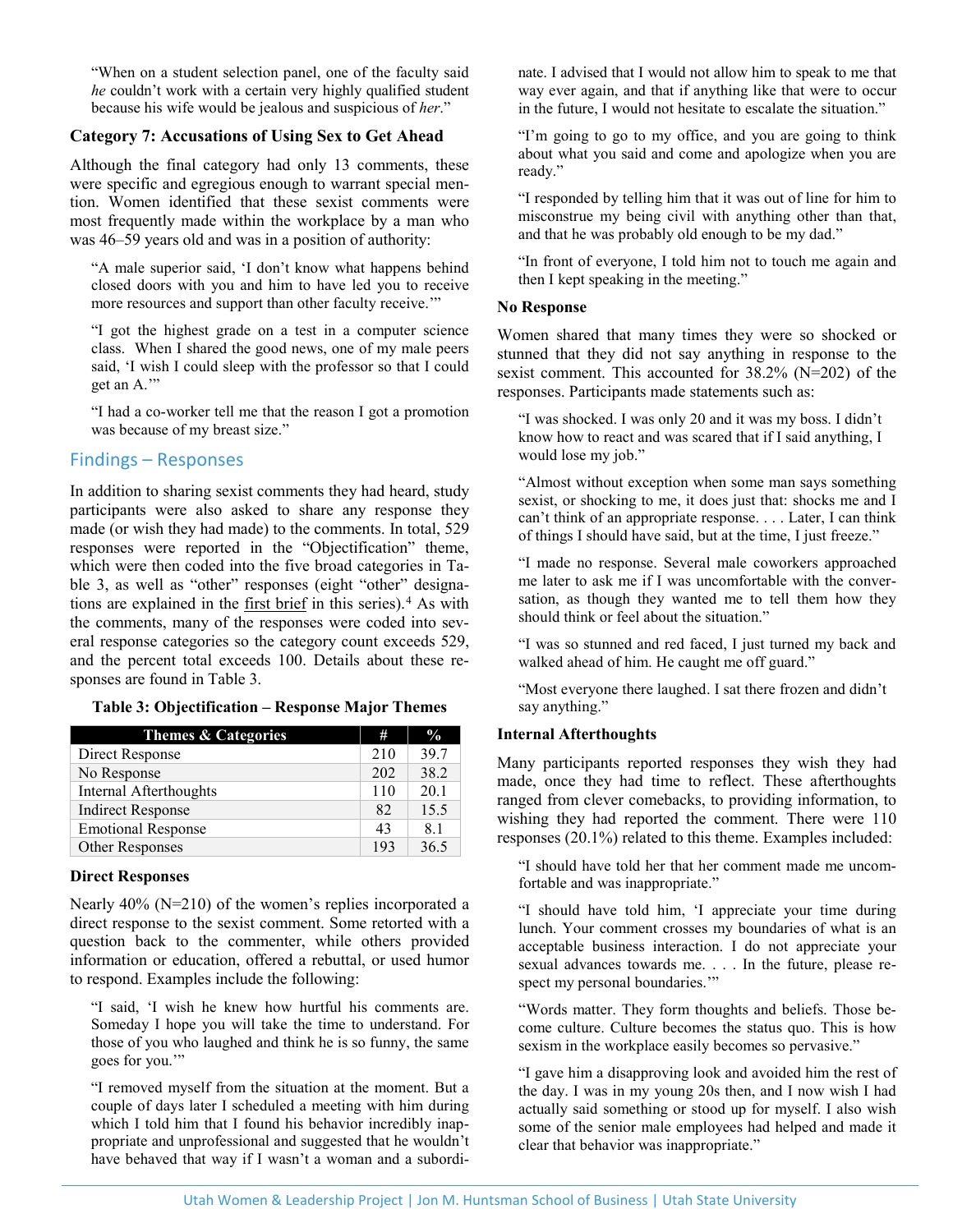"When on a student selection panel, one of the faculty said *he* couldn't work with a certain very highly qualified student because his wife would be jealous and suspicious of *her*."

### Category 7: Accusations of Using Sex to Get Ahead

Although the final category had only 13 comments, these were specific and egregious enough to warrant special mention. Women identified that these sexist comments were most frequently made within the workplace by a man who was 46–59 years old and was in a position of authority:

> "A male superior said, 'I don't know what happens behind closed doors with you and him to have led you to receive more resources and support than other faculty receive.'"

> "I got the highest grade on a test in a computer science class. When I shared the good news, one of my male peers said, 'I wish I could sleep with the professor so that I could get an A.'"

> "I had a co-worker tell me that the reason I got a promotion was because of my breast size."

## Findings – Responses

In addition to sharing sexist comments they had heard, study participants were also asked to share any response they made (or wish they had made) to the comments. In total, 529 responses were reported in the "Objectification" theme, which were then coded into the five broad categories in Table 3, as well as "other" responses (eight "other" designations are explained in the first brief in this series).[4] As with the comments, many of the responses were coded into several response categories so the category count exceeds 529, and the percent total exceeds 100. Details about these responses are found in Table 3.

**Table 3: Objectification – Response Major Themes**

| Themes & Categories | # | % |
|---|---|---|
| Direct Response | 210 | 39.7 |
| No Response | 202 | 38.2 |
| Internal Afterthoughts | 110 | 20.1 |
| Indirect Response | 82 | 15.5 |
| Emotional Response | 43 | 8.1 |
| Other Responses | 193 | 36.5 |

### Direct Responses

Nearly 40% (N=210) of the women's replies incorporated a direct response to the sexist comment. Some retorted with a question back to the commenter, while others provided information or education, offered a rebuttal, or used humor to respond. Examples include the following:

> "I said, 'I wish he knew how hurtful his comments are. Someday I hope you will take the time to understand. For those of you who laughed and think he is so funny, the same goes for you.'"

> "I removed myself from the situation at the moment. But a couple of days later I scheduled a meeting with him during which I told him that I found his behavior incredibly inappropriate and unprofessional and suggested that he wouldn't have behaved that way if I wasn't a woman and a subordinate. I advised that I would not allow him to speak to me that way ever again, and that if anything like that were to occur in the future, I would not hesitate to escalate the situation."

> "I'm going to go to my office, and you are going to think about what you said and come and apologize when you are ready."

> "I responded by telling him that it was out of line for him to misconstrue my being civil with anything other than that, and that he was probably old enough to be my dad."

> "In front of everyone, I told him not to touch me again and then I kept speaking in the meeting."

### No Response

Women shared that many times they were so shocked or stunned that they did not say anything in response to the sexist comment. This accounted for 38.2% (N=202) of the responses. Participants made statements such as:

> "I was shocked. I was only 20 and it was my boss. I didn't know how to react and was scared that if I said anything, I would lose my job."

> "Almost without exception when some man says something sexist, or shocking to me, it does just that: shocks me and I can't think of an appropriate response. . . . Later, I can think of things I should have said, but at the time, I just freeze."

> "I made no response. Several male coworkers approached me later to ask me if I was uncomfortable with the conversation, as though they wanted me to tell them how they should think or feel about the situation."

> "I was so stunned and red faced, I just turned my back and walked ahead of him. He caught me off guard."

> "Most everyone there laughed. I sat there frozen and didn't say anything."

### Internal Afterthoughts

Many participants reported responses they wish they had made, once they had time to reflect. These afterthoughts ranged from clever comebacks, to providing information, to wishing they had reported the comment. There were 110 responses (20.1%) related to this theme. Examples included:

> "I should have told her that her comment made me uncomfortable and was inappropriate."

> "I should have told him, 'I appreciate your time during lunch. Your comment crosses my boundaries of what is an acceptable business interaction. I do not appreciate your sexual advances towards me. . . . In the future, please respect my personal boundaries.'"

> "Words matter. They form thoughts and beliefs. Those become culture. Culture becomes the status quo. This is how sexism in the workplace easily becomes so pervasive."

> "I gave him a disapproving look and avoided him the rest of the day. I was in my young 20s then, and I now wish I had actually said something or stood up for myself. I also wish some of the senior male employees had helped and made it clear that behavior was inappropriate."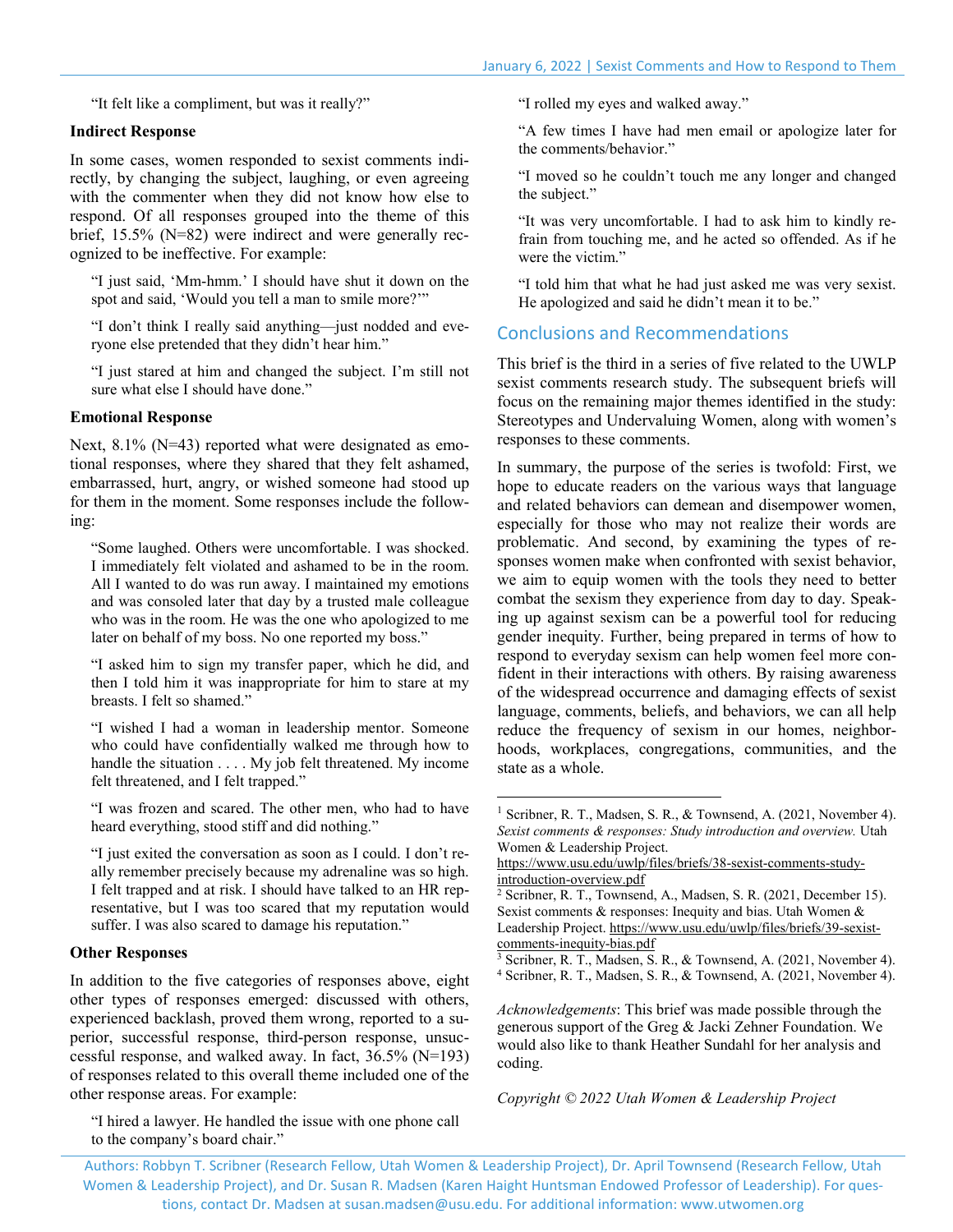"It felt like a compliment, but was it really?"

**Indirect Response**

In some cases, women responded to sexist comments indirectly, by changing the subject, laughing, or even agreeing with the commenter when they did not know how else to respond. Of all responses grouped into the theme of this brief, 15.5% (N=82) were indirect and were generally recognized to be ineffective. For example:

> "I just said, 'Mm-hmm.' I should have shut it down on the spot and said, 'Would you tell a man to smile more?'"

> "I don't think I really said anything—just nodded and everyone else pretended that they didn't hear him."

> "I just stared at him and changed the subject. I'm still not sure what else I should have done."

**Emotional Response**

Next, 8.1% (N=43) reported what were designated as emotional responses, where they shared that they felt ashamed, embarrassed, hurt, angry, or wished someone had stood up for them in the moment. Some responses include the following:

> "Some laughed. Others were uncomfortable. I was shocked. I immediately felt violated and ashamed to be in the room. All I wanted to do was run away. I maintained my emotions and was consoled later that day by a trusted male colleague who was in the room. He was the one who apologized to me later on behalf of my boss. No one reported my boss."

> "I asked him to sign my transfer paper, which he did, and then I told him it was inappropriate for him to stare at my breasts. I felt so shamed."

> "I wished I had a woman in leadership mentor. Someone who could have confidentially walked me through how to handle the situation . . . . My job felt threatened. My income felt threatened, and I felt trapped."

> "I was frozen and scared. The other men, who had to have heard everything, stood stiff and did nothing."

> "I just exited the conversation as soon as I could. I don't really remember precisely because my adrenaline was so high. I felt trapped and at risk. I should have talked to an HR representative, but I was too scared that my reputation would suffer. I was also scared to damage his reputation."

**Other Responses**

In addition to the five categories of responses above, eight other types of responses emerged: discussed with others, experienced backlash, proved them wrong, reported to a superior, successful response, third-person response, unsuccessful response, and walked away. In fact, 36.5% (N=193) of responses related to this overall theme included one of the other response areas. For example:

> "I hired a lawyer. He handled the issue with one phone call to the company's board chair."

> "I rolled my eyes and walked away."

> "A few times I have had men email or apologize later for the comments/behavior."

> "I moved so he couldn't touch me any longer and changed the subject."

> "It was very uncomfortable. I had to ask him to kindly refrain from touching me, and he acted so offended. As if he were the victim."

> "I told him that what he had just asked me was very sexist. He apologized and said he didn't mean it to be."

## Conclusions and Recommendations

This brief is the third in a series of five related to the UWLP sexist comments research study. The subsequent briefs will focus on the remaining major themes identified in the study: Stereotypes and Undervaluing Women, along with women's responses to these comments.

In summary, the purpose of the series is twofold: First, we hope to educate readers on the various ways that language and related behaviors can demean and disempower women, especially for those who may not realize their words are problematic. And second, by examining the types of responses women make when confronted with sexist behavior, we aim to equip women with the tools they need to better combat the sexism they experience from day to day. Speaking up against sexism can be a powerful tool for reducing gender inequity. Further, being prepared in terms of how to respond to everyday sexism can help women feel more confident in their interactions with others. By raising awareness of the widespread occurrence and damaging effects of sexist language, comments, beliefs, and behaviors, we can all help reduce the frequency of sexism in our homes, neighborhoods, workplaces, congregations, communities, and the state as a whole.

---

[1] Scribner, R. T., Madsen, S. R., & Townsend, A. (2021, November 4). *Sexist comments & responses: Study introduction and overview.* Utah Women & Leadership Project. https://www.usu.edu/uwlp/files/briefs/38-sexist-comments-study-introduction-overview.pdf

[2] Scribner, R. T., Townsend, A., Madsen, S. R. (2021, December 15). Sexist comments & responses: Inequity and bias. Utah Women & Leadership Project. https://www.usu.edu/uwlp/files/briefs/39-sexist-comments-inequity-bias.pdf

[3] Scribner, R. T., Madsen, S. R., & Townsend, A. (2021, November 4).

[4] Scribner, R. T., Madsen, S. R., & Townsend, A. (2021, November 4).

*Acknowledgements*: This brief was made possible through the generous support of the Greg & Jacki Zehner Foundation. We would also like to thank Heather Sundahl for her analysis and coding.

*Copyright © 2022 Utah Women & Leadership Project*

Authors: Robbyn T. Scribner (Research Fellow, Utah Women & Leadership Project), Dr. April Townsend (Research Fellow, Utah Women & Leadership Project), and Dr. Susan R. Madsen (Karen Haight Huntsman Endowed Professor of Leadership). For questions, contact Dr. Madsen at susan.madsen@usu.edu. For additional information: www.utwomen.org